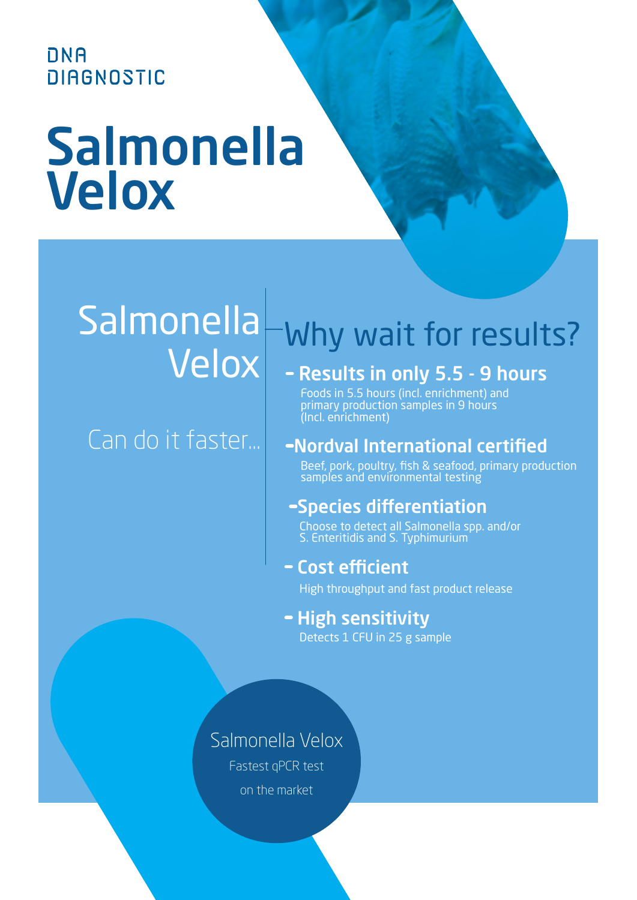DNA DIAGNOSTIC

# Salmonella Velox

Salmonella Velox

Can do it faster...

## Why wait for results?

### - Results in only 5.5 - 9 hours

Foods in 5.5 hours (incl. enrichment) and primary production samples in 9 hours (Incl. enrichment)

### - Nordval International certified

Beef, pork, poultry, fish & seafood, primary production samples and environmental testing

### - Species differentiation

Choose to detect all Salmonella spp. and/or S. Enteritidis and S. Typhimurium

### - Cost efficient

High throughput and fast product release

### - High sensitivity

Detects 1 CFU in 25 g sample

Salmonella Velox

Fastest qPCR test on the market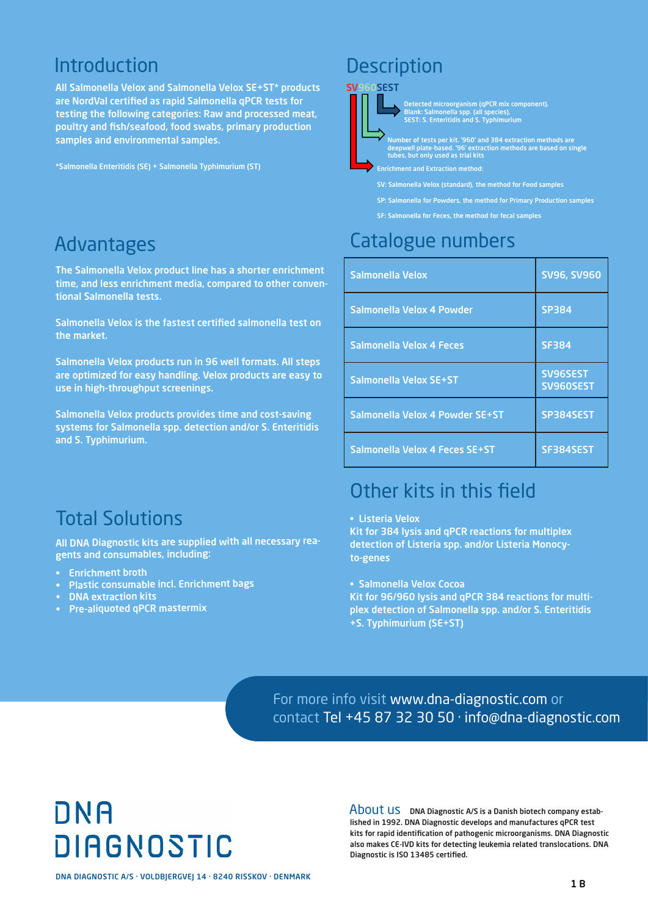## Introduction

All Salmonella Velox and Salmonella Velox SE+ST* products are NordVal certified as rapid Salmonella qPCR tests for testing the following categories: Raw and processed meat, poultry and fish/seafood, food swabs, primary production samples and environmental samples.

*Salmonella Enteritidis (SE) + Salmonella Typhimurium (ST)

## Description

SV960SEST

Detected microorganism (qPCR mix component). Blank: Salmonella spp. (all species), SEST: S. Enteritidis and S. Typhimurium

Number of tests per kit. '960' and 384 extraction methods are deepwell plate-based. '96' extraction methods are based on single tubes, but only used as trial kits

Enrichment and Extraction method:

SV: Salmonella Velox (standard), the method for Food samples

SP: Salmonella for Powders, the method for Primary Production samples

SF: Salmonella for Feces, the method for fecal samples

## Advantages

The Salmonella Velox product line has a shorter enrichment time, and less enrichment media, compared to other conventional Salmonella tests.

Salmonella Velox is the fastest certified salmonella test on the market.

Salmonella Velox products run in 96 well formats. All steps are optimized for easy handling. Velox products are easy to use in high-throughput screenings.

Salmonella Velox products provides time and cost-saving systems for Salmonella spp. detection and/or S. Enteritidis and S. Typhimurium.

## Catalogue numbers

| | |
|---|---|
| Salmonella Velox | SV96, SV960 |
| Salmonella Velox 4 Powder | SP384 |
| Salmonella Velox 4 Feces | SF384 |
| Salmonella Velox SE+ST | SV96SEST SV960SEST |
| Salmonella Velox 4 Powder SE+ST | SP384SEST |
| Salmonella Velox 4 Feces SE+ST | SF384SEST |

## Total Solutions

All DNA Diagnostic kits are supplied with all necessary reagents and consumables, including:

- Enrichment broth
- Plastic consumable incl. Enrichment bags
- DNA extraction kits
- Pre-aliquoted qPCR mastermix

## Other kits in this field

- Listeria Velox
  Kit for 384 lysis and qPCR reactions for multiplex detection of Listeria spp. and/or Listeria Monocytogenes
- Salmonella Velox Cocoa
  Kit for 96/960 lysis and qPCR 384 reactions for multiplex detection of Salmonella spp. and/or S. Enteritidis +S. Typhimurium (SE+ST)

For more info visit www.dna-diagnostic.com or contact Tel +45 87 32 30 50 · info@dna-diagnostic.com

DNA DIAGNOSTIC

DNA DIAGNOSTIC A/S · VOLDBJERGVEJ 14 · 8240 RISSKOV · DENMARK

**About us** DNA Diagnostic A/S is a Danish biotech company established in 1992. DNA Diagnostic develops and manufactures qPCR test kits for rapid identification of pathogenic microorganisms. DNA Diagnostic also makes CE-IVD kits for detecting leukemia related translocations. DNA Diagnostic is ISO 13485 certified.